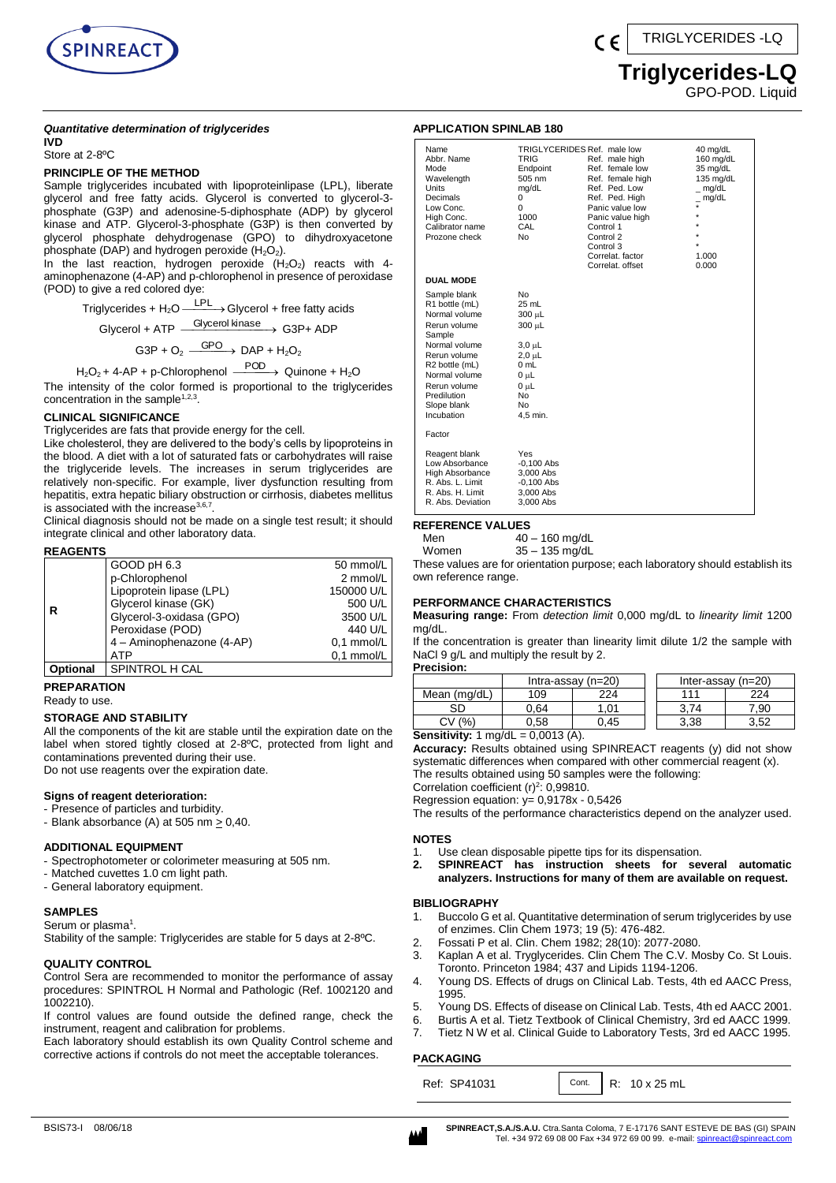# Triglycerides-LQ

GPO-POD. Liquid

TRIGLYCERIDES -LQ

***Quantitative determination of triglycerides***

**IVD**

Store at 2-8ºC

## PRINCIPLE OF THE METHOD

Sample triglycerides incubated with lipoproteinlipase (LPL), liberate glycerol and free fatty acids. Glycerol is converted to glycerol-3-phosphate (G3P) and adenosine-5-diphosphate (ADP) by glycerol kinase and ATP. Glycerol-3-phosphate (G3P) is then converted by glycerol phosphate dehydrogenase (GPO) to dihydroxyacetone phosphate (DAP) and hydrogen peroxide ($H_2O_2$).

In the last reaction, hydrogen peroxide ($H_2O_2$) reacts with 4-aminophenazone (4-AP) and p-chlorophenol in presence of peroxidase (POD) to give a red colored dye:

$$\text{Triglycerides} + H_2O \xrightarrow{\text{LPL}} \text{Glycerol} + \text{free fatty acids}$$

$$\text{Glycerol} + \text{ATP} \xrightarrow{\text{Glycerol kinase}} \text{G3P} + \text{ADP}$$

$$\text{G3P} + O_2 \xrightarrow{\text{GPO}} \text{DAP} + H_2O_2$$

$$H_2O_2 + \text{4-AP} + \text{p-Chlorophenol} \xrightarrow{\text{POD}} \text{Quinone} + H_2O$$

The intensity of the color formed is proportional to the triglycerides concentration in the sample[1,2,3].

## CLINICAL SIGNIFICANCE

Triglycerides are fats that provide energy for the cell.

Like cholesterol, they are delivered to the body's cells by lipoproteins in the blood. A diet with a lot of saturated fats or carbohydrates will raise the triglyceride levels. The increases in serum triglycerides are relatively non-specific. For example, liver dysfunction resulting from hepatitis, extra hepatic biliary obstruction or cirrhosis, diabetes mellitus is associated with the increase[3,6,7].

Clinical diagnosis should not be made on a single test result; it should integrate clinical and other laboratory data.

## REAGENTS

| | | |
|---|---|---|
| R | GOOD pH 6.3 | 50 mmol/L |
| | p-Chlorophenol | 2 mmol/L |
| | Lipoprotein lipase (LPL) | 150000 U/L |
| | Glycerol kinase (GK) | 500 U/L |
| | Glycerol-3-oxidasa (GPO) | 3500 U/L |
| | Peroxidase (POD) | 440 U/L |
| | 4 – Aminophenazone (4-AP) | 0,1 mmol/L |
| | ATP | 0,1 mmol/L |
| **Optional** | SPINTROL H CAL | |

## PREPARATION

Ready to use.

## STORAGE AND STABILITY

All the components of the kit are stable until the expiration date on the label when stored tightly closed at 2-8ºC, protected from light and contaminations prevented during their use.

Do not use reagents over the expiration date.

### Signs of reagent deterioration:

- Presence of particles and turbidity.
- Blank absorbance (A) at 505 nm ≥ 0,40.

## ADDITIONAL EQUIPMENT

- Spectrophotometer or colorimeter measuring at 505 nm.
- Matched cuvettes 1.0 cm light path.
- General laboratory equipment.

## SAMPLES

Serum or plasma[1].

Stability of the sample: Triglycerides are stable for 5 days at 2-8ºC.

## QUALITY CONTROL

Control Sera are recommended to monitor the performance of assay procedures: SPINTROL H Normal and Pathologic (Ref. 1002120 and 1002210).

If control values are found outside the defined range, check the instrument, reagent and calibration for problems.

Each laboratory should establish its own Quality Control scheme and corrective actions if controls do not meet the acceptable tolerances.

## APPLICATION SPINLAB 180

| | | | |
|---|---|---|---|
| Name | TRIGLYCERIDES | Ref. male low | 40 mg/dL |
| Abbr. Name | TRIG | Ref. male high | 160 mg/dL |
| Mode | Endpoint | Ref. female low | 35 mg/dL |
| Wavelength | 505 nm | Ref. female high | 135 mg/dL |
| Units | mg/dL | Ref. Ped. Low | _ mg/dL |
| Decimals | 0 | Ref. Ped. High | _ mg/dL |
| Low Conc. | 0 | Panic value low | * |
| High Conc. | 1000 | Panic value high | * |
| Calibrator name | CAL | Control 1 | * |
| Prozone check | No | Control 2 | * |
| | | Control 3 | * |
| | | Correlat. factor | 1.000 |
| | | Correlat. offset | 0.000 |

**DUAL MODE**

| | |
|---|---|
| Sample blank | No |
| R1 bottle (mL) | 25 mL |
| Normal volume | 300 µL |
| Rerun volume | 300 µL |
| Sample | |
| Normal volume | 3,0 µL |
| Rerun volume | 2,0 µL |
| R2 bottle (mL) | 0 mL |
| Normal volume | 0 µL |
| Rerun volume | 0 µL |
| Predilution | No |
| Slope blank | No |
| Incubation | 4,5 min. |
| Factor | |
| Reagent blank | Yes |
| Low Absorbance | -0,100 Abs |
| High Absorbance | 3,000 Abs |
| R. Abs. L. Limit | -0,100 Abs |
| R. Abs. H. Limit | 3,000 Abs |
| R. Abs. Deviation | 3,000 Abs |

## REFERENCE VALUES

| | |
|---|---|
| Men | 40 – 160 mg/dL |
| Women | 35 – 135 mg/dL |

These values are for orientation purpose; each laboratory should establish its own reference range.

## PERFORMANCE CHARACTERISTICS

**Measuring range:** From *detection limit* 0,000 mg/dL to *linearity limit* 1200 mg/dL.

If the concentration is greater than linearity limit dilute 1/2 the sample with NaCl 9 g/L and multiply the result by 2.

**Precision:**

| | Intra-assay (n=20) | | Inter-assay (n=20) | |
|---|---|---|---|---|
| Mean (mg/dL) | 109 | 224 | 111 | 224 |
| SD | 0,64 | 1,01 | 3,74 | 7,90 |
| CV (%) | 0,58 | 0,45 | 3,38 | 3,52 |

**Sensitivity:** 1 mg/dL = 0,0013 (A).

**Accuracy:** Results obtained using SPINREACT reagents (y) did not show systematic differences when compared with other commercial reagent (x).

The results obtained using 50 samples were the following:

Correlation coefficient $(r)^2$: 0,99810.

Regression equation: y= 0,9178x - 0,5426

The results of the performance characteristics depend on the analyzer used.

## NOTES

1. Use clean disposable pipette tips for its dispensation.
2. **SPINREACT has instruction sheets for several automatic analyzers. Instructions for many of them are available on request.**

## BIBLIOGRAPHY

1. Buccolo G et al. Quantitative determination of serum triglycerides by use of enzimes. Clin Chem 1973; 19 (5): 476-482.
2. Fossati P et al. Clin. Chem 1982; 28(10): 2077-2080.
3. Kaplan A et al. Tryglycerides. Clin Chem The C.V. Mosby Co. St Louis. Toronto. Princeton 1984; 437 and Lipids 1194-1206.
4. Young DS. Effects of drugs on Clinical Lab. Tests, 4th ed AACC Press, 1995.
5. Young DS. Effects of disease on Clinical Lab. Tests, 4th ed AACC 2001.
6. Burtis A et al. Tietz Textbook of Clinical Chemistry, 3rd ed AACC 1999.
7. Tietz N W et al. Clinical Guide to Laboratory Tests, 3rd ed AACC 1995.

## PACKAGING

| | | |
|---|---|---|
| Ref: SP41031 | Cont. | R: 10 x 25 mL |

BSIS73-I 08/06/18

**SPINREACT,S.A./S.A.U.** Ctra.Santa Coloma, 7 E-17176 SANT ESTEVE DE BAS (GI) SPAIN
Tel. +34 972 69 08 00 Fax +34 972 69 00 99. e-mail: spinreact@spinreact.com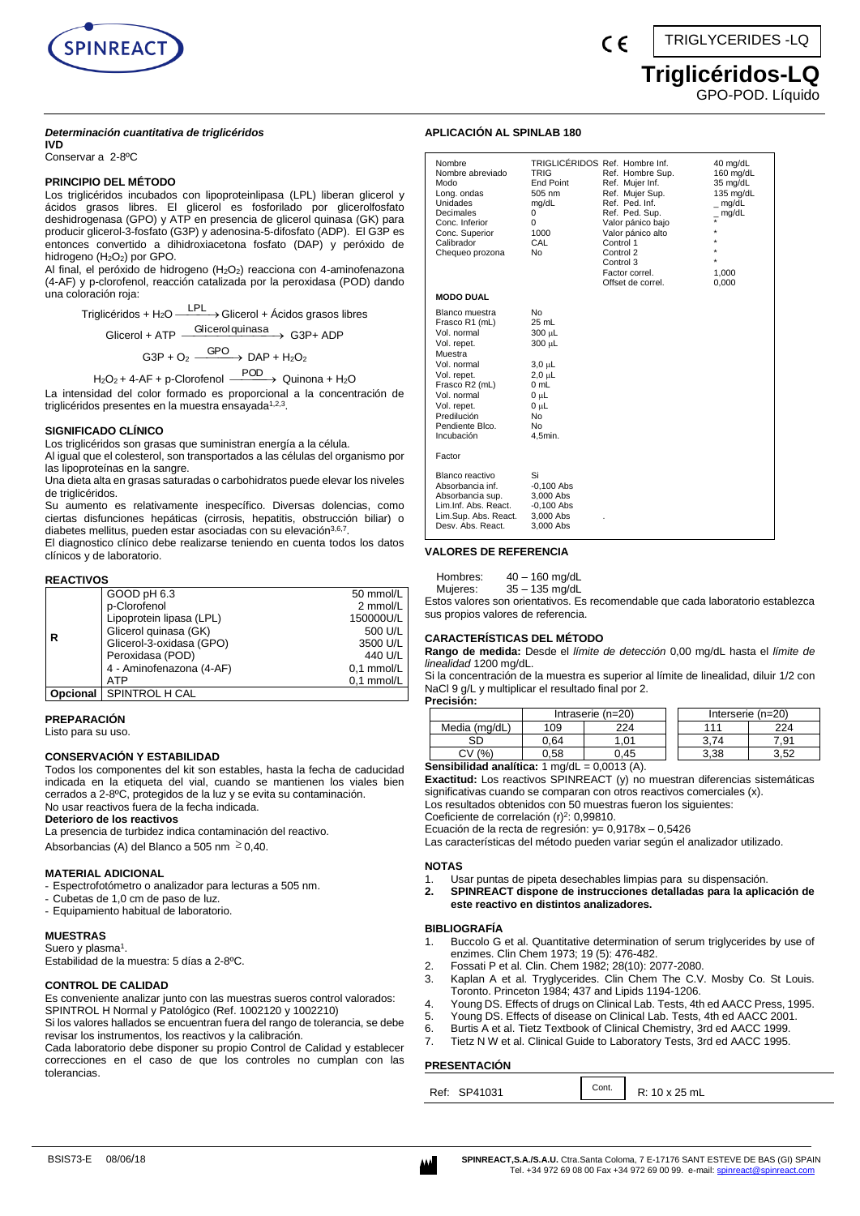# Triglicéridos-LQ

GPO-POD. Líquido

TRIGLYCERIDES -LQ

***Determinación cuantitativa de triglicéridos***

**IVD**

Conservar a 2-8ºC

## PRINCIPIO DEL MÉTODO

Los triglicéridos incubados con lipoproteinlipasa (LPL) liberan glicerol y ácidos grasos libres. El glicerol es fosforilado por glicerolfosfato deshidrogenasa (GPO) y ATP en presencia de glicerol quinasa (GK) para producir glicerol-3-fosfato (G3P) y adenosina-5-difosfato (ADP). El G3P es entonces convertido a dihidroxiacetona fosfato (DAP) y peróxido de hidrogeno ($H_2O_2$) por GPO.

Al final, el peróxido de hidrogeno ($H_2O_2$) reacciona con 4-aminofenazona (4-AF) y p-clorofenol, reacción catalizada por la peroxidasa (POD) dando una coloración roja:

$$\text{Triglicéridos} + H_2O \xrightarrow{LPL} \text{Glicerol} + \text{Ácidos grasos libres}$$

$$\text{Glicerol} + ATP \xrightarrow{\text{Glicerol quinasa}} G3P + ADP$$

$$G3P + O_2 \xrightarrow{GPO} DAP + H_2O_2$$

$$H_2O_2 + 4\text{-AF} + \text{p-Clorofenol} \xrightarrow{POD} \text{Quinona} + H_2O$$

La intensidad del color formado es proporcional a la concentración de triglicéridos presentes en la muestra ensayada[1,2,3].

## SIGNIFICADO CLÍNICO

Los triglicéridos son grasas que suministran energía a la célula.

Al igual que el colesterol, son transportados a las células del organismo por las lipoproteínas en la sangre.

Una dieta alta en grasas saturadas o carbohidratos puede elevar los niveles de triglicéridos.

Su aumento es relativamente inespecífico. Diversas dolencias, como ciertas disfunciones hepáticas (cirrosis, hepatitis, obstrucción biliar) o diabetes mellitus, pueden estar asociadas con su elevación[3,6,7].

El diagnostico clínico debe realizarse teniendo en cuenta todos los datos clínicos y de laboratorio.

## REACTIVOS

| | | |
|---|---|---|
| **R** | GOOD pH 6.3 | 50 mmol/L |
| | p-Clorofenol | 2 mmol/L |
| | Lipoprotein lipasa (LPL) | 150000U/L |
| | Glicerol quinasa (GK) | 500 U/L |
| | Glicerol-3-oxidasa (GPO) | 3500 U/L |
| | Peroxidasa (POD) | 440 U/L |
| | 4 - Aminofenazona (4-AF) | 0,1 mmol/L |
| | ATP | 0,1 mmol/L |
| **Opcional** | SPINTROL H CAL | |

## PREPARACIÓN

Listo para su uso.

## CONSERVACIÓN Y ESTABILIDAD

Todos los componentes del kit son estables, hasta la fecha de caducidad indicada en la etiqueta del vial, cuando se mantienen los viales bien cerrados a 2-8ºC, protegidos de la luz y se evita su contaminación.

No usar reactivos fuera de la fecha indicada.

**Deterioro de los reactivos**

La presencia de turbidez indica contaminación del reactivo.

Absorbancias (A) del Blanco a 505 nm ≥ 0,40.

## MATERIAL ADICIONAL

- Espectrofotómetro o analizador para lecturas a 505 nm.
- Cubetas de 1,0 cm de paso de luz.
- Equipamiento habitual de laboratorio.

## MUESTRAS

Suero y plasma[1].

Estabilidad de la muestra: 5 días a 2-8ºC.

## CONTROL DE CALIDAD

Es conveniente analizar junto con las muestras sueros control valorados: SPINTROL H Normal y Patológico (Ref. 1002120 y 1002210)

Si los valores hallados se encuentran fuera del rango de tolerancia, se debe revisar los instrumentos, los reactivos y la calibración.

Cada laboratorio debe disponer su propio Control de Calidad y establecer correcciones en el caso de que los controles no cumplan con las tolerancias.

## APLICACIÓN AL SPINLAB 180

| | | | |
|---|---|---|---|
| Nombre | TRIGLICÉRIDOS | Ref. Hombre Inf. | 40 mg/dL |
| Nombre abreviado | TRIG | Ref. Hombre Sup. | 160 mg/dL |
| Modo | End Point | Ref. Mujer Inf. | 35 mg/dL |
| Long. ondas | 505 nm | Ref. Mujer Sup. | 135 mg/dL |
| Unidades | mg/dL | Ref. Ped. Inf. | _ mg/dL |
| Decimales | 0 | Ref. Ped. Sup. | _ mg/dL |
| Conc. Inferior | 0 | Valor pánico bajo | * |
| Conc. Superior | 1000 | Valor pánico alto | * |
| Calibrador | CAL | Control 1 | * |
| Chequeo prozona | No | Control 2 | * |
| | | Control 3 | * |
| | | Factor correl. | 1,000 |
| | | Offset de correl. | 0,000 |

**MODO DUAL**

| | |
|---|---|
| Blanco muestra | No |
| Frasco R1 (mL) | 25 mL |
| Vol. normal | 300 µL |
| Vol. repet. | 300 µL |
| Muestra | |
| Vol. normal | 3,0 µL |
| Vol. repet. | 2,0 µL |
| Frasco R2 (mL) | 0 mL |
| Vol. normal | 0 µL |
| Vol. repet. | 0 µL |
| Predilución | No |
| Pendiente Blco. | No |
| Incubación | 4,5min. |
| Factor | |
| Blanco reactivo | Si |
| Absorbancia inf. | -0,100 Abs |
| Absorbancia sup. | 3,000 Abs |
| Lim.Inf. Abs. React. | -0,100 Abs |
| Lim.Sup. Abs. React. | 3,000 Abs |
| Desv. Abs. React. | 3,000 Abs |

## VALORES DE REFERENCIA

Hombres: 40 – 160 mg/dL

Mujeres: 35 – 135 mg/dL

Estos valores son orientativos. Es recomendable que cada laboratorio establezca sus propios valores de referencia.

## CARACTERÍSTICAS DEL MÉTODO

**Rango de medida:** Desde el *límite de detección* 0,00 mg/dL hasta el *límite de linealidad* 1200 mg/dL.

Si la concentración de la muestra es superior al límite de linealidad, diluir 1/2 con NaCl 9 g/L y multiplicar el resultado final por 2.

**Precisión:**

| | Intraserie (n=20) | | Interserie (n=20) | |
|---|---|---|---|---|
| Media (mg/dL) | 109 | 224 | 111 | 224 |
| SD | 0,64 | 1,01 | 3,74 | 7,91 |
| CV (%) | 0,58 | 0,45 | 3,38 | 3,52 |

**Sensibilidad analítica:** 1 mg/dL = 0,0013 (A).

**Exactitud:** Los reactivos SPINREACT (y) no muestran diferencias sistemáticas significativas cuando se comparan con otros reactivos comerciales (x).

Los resultados obtenidos con 50 muestras fueron los siguientes:

Coeficiente de correlación ($r^2$): 0,99810.

Ecuación de la recta de regresión: y= 0,9178x – 0,5426

Las características del método pueden variar según el analizador utilizado.

## NOTAS

1. Usar puntas de pipeta desechables limpias para su dispensación.
2. **SPINREACT dispone de instrucciones detalladas para la aplicación de este reactivo en distintos analizadores.**

## BIBLIOGRAFÍA

1. Buccolo G et al. Quantitative determination of serum triglycerides by use of enzimes. Clin Chem 1973; 19 (5): 476-482.
2. Fossati P et al. Clin. Chem 1982; 28(10): 2077-2080.
3. Kaplan A et al. Tryglycerides. Clin Chem The C.V. Mosby Co. St Louis. Toronto. Princeton 1984; 437 and Lipids 1194-1206.
4. Young DS. Effects of drugs on Clinical Lab. Tests, 4th ed AACC Press, 1995.
5. Young DS. Effects of disease on Clinical Lab. Tests, 4th ed AACC 2001.
6. Burtis A et al. Tietz Textbook of Clinical Chemistry, 3rd ed AACC 1999.
7. Tietz N W et al. Clinical Guide to Laboratory Tests, 3rd ed AACC 1995.

## PRESENTACIÓN

| | | |
|---|---|---|
| Ref: SP41031 | Cont. | R: 10 x 25 mL |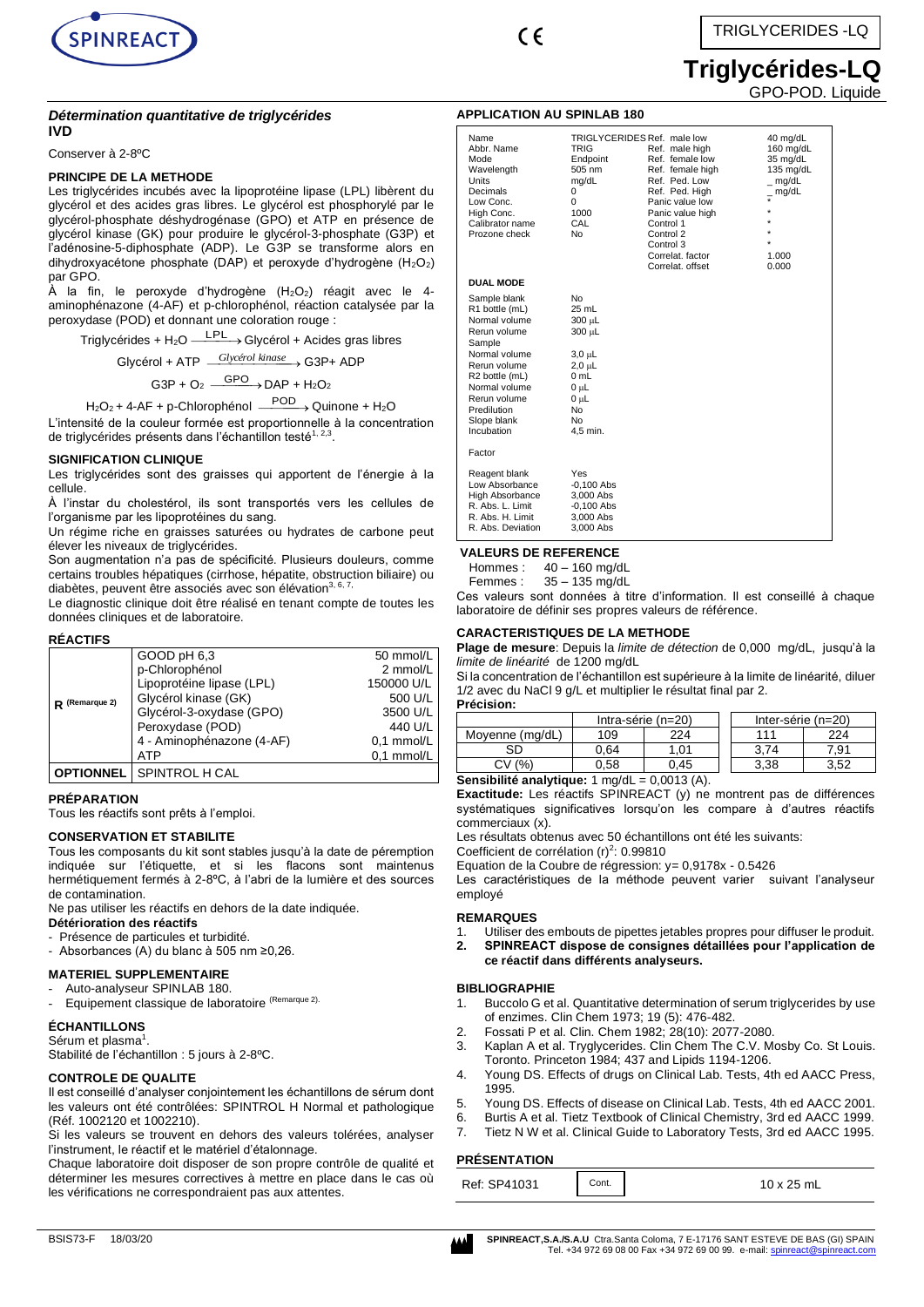# Triglycérides-LQ

GPO-POD. Liquide

*Détermination quantitative de triglycérides*
**IVD**

Conserver à 2-8ºC

## PRINCIPE DE LA METHODE

Les triglycérides incubés avec la lipoprotéine lipase (LPL) libèrent du glycérol et des acides gras libres. Le glycérol est phosphorylé par le glycérol-phosphate déshydrogénase (GPO) et ATP en présence de glycérol kinase (GK) pour produire le glycérol-3-phosphate (G3P) et l'adénosine-5-diphosphate (ADP). Le G3P se transforme alors en dihydroxyacétone phosphate (DAP) et peroxyde d'hydrogène ($H_2O_2$) par GPO.

À la fin, le peroxyde d'hydrogène ($H_2O_2$) réagit avec le 4-aminophénazone (4-AF) et p-chlorophénol, réaction catalysée par la peroxydase (POD) et donnant une coloration rouge :

$$\text{Triglycérides} + H_2O \xrightarrow{LPL} \text{Glycérol} + \text{Acides gras libres}$$

$$\text{Glycérol} + ATP \xrightarrow{\text{Glycérol kinase}} G3P + ADP$$

$$G3P + O_2 \xrightarrow{GPO} DAP + H_2O_2$$

$$H_2O_2 + 4\text{-AF} + \text{p-Chlorophénol} \xrightarrow{POD} \text{Quinone} + H_2O$$

L'intensité de la couleur formée est proportionnelle à la concentration de triglycérides présents dans l'échantillon testé[1, 2,3].

## SIGNIFICATION CLINIQUE

Les triglycérides sont des graisses qui apportent de l'énergie à la cellule.

À l'instar du cholestérol, ils sont transportés vers les cellules de l'organisme par les lipoprotéines du sang.

Un régime riche en graisses saturées ou hydrates de carbone peut élever les niveaux de triglycérides.

Son augmentation n'a pas de spécificité. Plusieurs douleurs, comme certains troubles hépatiques (cirrhose, hépatite, obstruction biliaire) ou diabètes, peuvent être associés avec son élévation[3, 6, 7].

Le diagnostic clinique doit être réalisé en tenant compte de toutes les données cliniques et de laboratoire.

## RÉACTIFS

| | | |
|---|---|---|
| R (Remarque 2) | GOOD pH 6,3 | 50 mmol/L |
| | p-Chlorophénol | 2 mmol/L |
| | Lipoprotéine lipase (LPL) | 150000 U/L |
| | Glycérol kinase (GK) | 500 U/L |
| | Glycérol-3-oxydase (GPO) | 3500 U/L |
| | Peroxydase (POD) | 440 U/L |
| | 4 - Aminophénazone (4-AF) | 0,1 mmol/L |
| | ATP | 0,1 mmol/L |
| **OPTIONNEL** | SPINTROL H CAL | |

## PRÉPARATION

Tous les réactifs sont prêts à l'emploi.

## CONSERVATION ET STABILITE

Tous les composants du kit sont stables jusqu'à la date de péremption indiquée sur l'étiquette, et si les flacons sont maintenus hermétiquement fermés à 2-8ºC, à l'abri de la lumière et des sources de contamination.

Ne pas utiliser les réactifs en dehors de la date indiquée.

**Détérioration des réactifs**

- Présence de particules et turbidité.
- Absorbances (A) du blanc à 505 nm ≥0,26.

## MATERIEL SUPPLEMENTAIRE

- Auto-analyseur SPINLAB 180.
- Equipement classique de laboratoire (Remarque 2).

## ÉCHANTILLONS

Sérum et plasma[1].

Stabilité de l'échantillon : 5 jours à 2-8ºC.

## CONTROLE DE QUALITE

Il est conseillé d'analyser conjointement les échantillons de sérum dont les valeurs ont été contrôlées: SPINTROL H Normal et pathologique (Réf. 1002120 et 1002210).

Si les valeurs se trouvent en dehors des valeurs tolérées, analyser l'instrument, le réactif et le matériel d'étalonnage.

Chaque laboratoire doit disposer de son propre contrôle de qualité et déterminer les mesures correctives à mettre en place dans le cas où les vérifications ne correspondraient pas aux attentes.

## APPLICATION AU SPINLAB 180

| | | | |
|---|---|---|---|
| Name | TRIGLYCERIDES | Ref. male low | 40 mg/dL |
| Abbr. Name | TRIG | Ref. male high | 160 mg/dL |
| Mode | Endpoint | Ref. female low | 35 mg/dL |
| Wavelength | 505 nm | Ref. female high | 135 mg/dL |
| Units | mg/dL | Ref. Ped. Low | _ mg/dL |
| Decimals | 0 | Ref. Ped. High | _ mg/dL |
| Low Conc. | 0 | Panic value low | * |
| High Conc. | 1000 | Panic value high | * |
| Calibrator name | CAL | Control 1 | * |
| Prozone check | No | Control 2 | * |
| | | Control 3 | * |
| | | Correlat. factor | 1.000 |
| | | Correlat. offset | 0.000 |

**DUAL MODE**

| | |
|---|---|
| Sample blank | No |
| R1 bottle (mL) | 25 mL |
| Normal volume | 300 µL |
| Rerun volume | 300 µL |
| Sample | |
| Normal volume | 3,0 µL |
| Rerun volume | 2,0 µL |
| R2 bottle (mL) | 0 mL |
| Normal volume | 0 µL |
| Rerun volume | 0 µL |
| Predilution | No |
| Slope blank | No |
| Incubation | 4,5 min. |
| Factor | |
| Reagent blank | Yes |
| Low Absorbance | -0,100 Abs |
| High Absorbance | 3,000 Abs |
| R. Abs. L. Limit | -0,100 Abs |
| R. Abs. H. Limit | 3,000 Abs |
| R. Abs. Deviation | 3,000 Abs |

## VALEURS DE REFERENCE

Hommes : 40 – 160 mg/dL
Femmes : 35 – 135 mg/dL

Ces valeurs sont données à titre d'information. Il est conseillé à chaque laboratoire de définir ses propres valeurs de référence.

## CARACTERISTIQUES DE LA METHODE

**Plage de mesure**: Depuis la *limite de détection* de 0,000 mg/dL, jusqu'à la *limite de linéarité* de 1200 mg/dL

Si la concentration de l'échantillon est supérieure à la limite de linéarité, diluer 1/2 avec du NaCl 9 g/L et multiplier le résultat final par 2.

**Précision:**

| | Intra-série (n=20) | | Inter-série (n=20) | |
|---|---|---|---|---|
| Moyenne (mg/dL) | 109 | 224 | 111 | 224 |
| SD | 0,64 | 1,01 | 3,74 | 7,91 |
| CV (%) | 0,58 | 0,45 | 3,38 | 3,52 |

**Sensibilité analytique:** 1 mg/dL = 0,0013 (A).

**Exactitude:** Les réactifs SPINREACT (y) ne montrent pas de différences systématiques significatives lorsqu'on les compare à d'autres réactifs commerciaux (x).

Les résultats obtenus avec 50 échantillons ont été les suivants:

Coefficient de corrélation $(r)^2$: 0.99810

Equation de la Coubre de régression: y= 0,9178x - 0.5426

Les caractéristiques de la méthode peuvent varier suivant l'analyseur employé

## REMARQUES

1. Utiliser des embouts de pipettes jetables propres pour diffuser le produit.
2. **SPINREACT dispose de consignes détaillées pour l'application de ce réactif dans différents analyseurs.**

## BIBLIOGRAPHIE

1. Buccolo G et al. Quantitative determination of serum triglycerides by use of enzimes. Clin Chem 1973; 19 (5): 476-482.
2. Fossati P et al. Clin. Chem 1982; 28(10): 2077-2080.
3. Kaplan A et al. Tryglycerides. Clin Chem The C.V. Mosby Co. St Louis. Toronto. Princeton 1984; 437 and Lipids 1194-1206.
4. Young DS. Effects of drugs on Clinical Lab. Tests, 4th ed AACC Press, 1995.
5. Young DS. Effects of disease on Clinical Lab. Tests, 4th ed AACC 2001.
6. Burtis A et al. Tietz Textbook of Clinical Chemistry, 3rd ed AACC 1999.
7. Tietz N W et al. Clinical Guide to Laboratory Tests, 3rd ed AACC 1995.

## PRÉSENTATION

| | | |
|---|---|---|
| Ref: SP41031 | Cont. | 10 x 25 mL |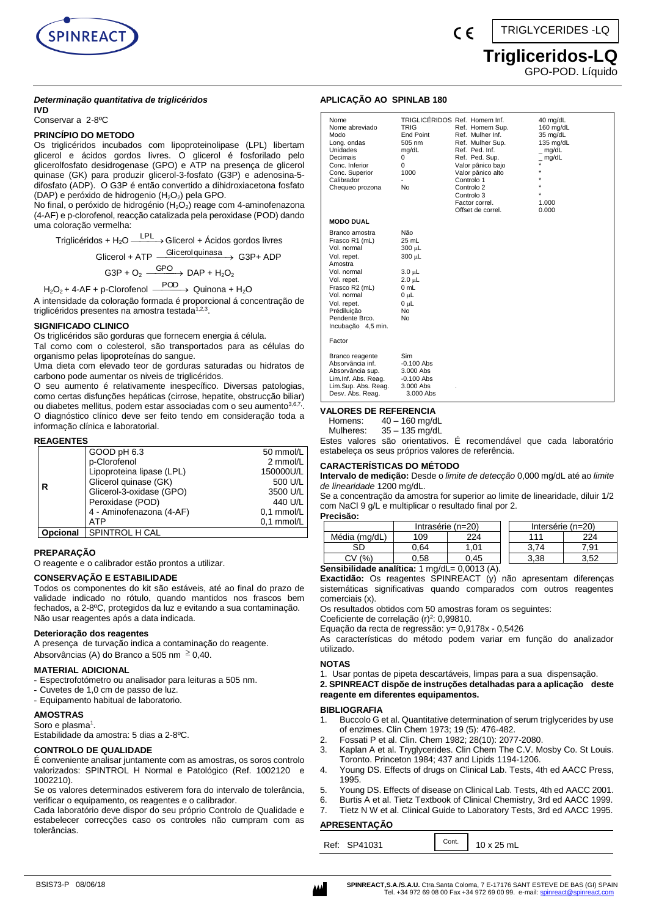TRIGLYCERIDES -LQ

# Triglicerídos-LQ

GPO-POD. Líquido

***Determinação quantitativa de triglicéridos***

**IVD**

Conservar a 2-8ºC

### PRINCÍPIO DO METODO

Os triglicéridos incubados com lipoproteinolipase (LPL) libertam glicerol e ácidos gordos livres. O glicerol é fosforilado pelo glicerolfosfato desidrogenase (GPO) e ATP na presença de glicerol quinase (GK) para produzir glicerol-3-fosfato (G3P) e adenosina-5-difosfato (ADP). O G3P é então convertido a dihidroxiacetona fosfato (DAP) e peróxido de hidrogenio ($H_2O_2$) pela GPO.

No final, o peróxido de hidrogénio ($H_2O_2$) reage com 4-aminofenazona (4-AF) e p-clorofenol, reacção catalizada pela peroxidase (POD) dando uma coloração vermelha:

$$\text{Triglicéridos} + H_2O \xrightarrow{LPL} \text{Glicerol} + \text{Ácidos gordos livres}$$

$$\text{Glicerol} + \text{ATP} \xrightarrow{\text{Glicerolquinasa}} \text{G3P} + \text{ADP}$$

$$\text{G3P} + O_2 \xrightarrow{GPO} \text{DAP} + H_2O_2$$

$$H_2O_2 + \text{4-AF} + \text{p-Clorofenol} \xrightarrow{POD} \text{Quinona} + H_2O$$

A intensidade da coloração formada é proporcional á concentração de triglicéridos presentes na amostra testada[1,2,3].

### SIGNIFICADO CLINICO

Os triglicéridos são gorduras que fornecem energia á célula.

Tal como com o colesterol, são transportados para as células do organismo pelas lipoproteínas do sangue.

Uma dieta com elevado teor de gorduras saturadas ou hidratos de carbono pode aumentar os niveis de triglicéridos.

O seu aumento é relativamente inespecífico. Diversas patologias, como certas disfunções hepáticas (cirrose, hepatite, obstrucção biliar) ou diabetes mellitus, podem estar associadas com o seu aumento[3,6,7].

O diagnóstico clínico deve ser feito tendo em consideração toda a informação clínica e laboratorial.

### REAGENTES

| | | |
|---|---|---|
| R | GOOD pH 6.3 | 50 mmol/L |
| | p-Clorofenol | 2 mmol/L |
| | Lipoproteina lipase (LPL) | 150000U/L |
| | Glicerol quinase (GK) | 500 U/L |
| | Glicerol-3-oxidase (GPO) | 3500 U/L |
| | Peroxidase (POD) | 440 U/L |
| | 4 - Aminofenazona (4-AF) | 0,1 mmol/L |
| | ATP | 0,1 mmol/L |
| **Opcional** | SPINTROL H CAL | |

### PREPARAÇÃO

O reagente e o calibrador estão prontos a utilizar.

### CONSERVAÇÃO E ESTABILIDADE

Todos os componentes do kit são estáveis, até ao final do prazo de validade indicado no rótulo, quando mantidos nos frascos bem fechados, a 2-8ºC, protegidos da luz e evitando a sua contaminação.

Não usar reagentes após a data indicada.

### Deterioração dos reagentes

A presença de turvação indica a contaminação do reagente.

Absorvâncias (A) do Branco a 505 nm ≥ 0,40.

### MATERIAL ADICIONAL

- Espectrofotómetro ou analisador para leituras a 505 nm.
- Cuvetes de 1,0 cm de passo de luz.
- Equipamento habitual de laboratorio.

### AMOSTRAS

Soro e plasma[1].

Estabilidade da amostra: 5 dias a 2-8ºC.

### CONTROLO DE QUALIDADE

É conveniente analisar juntamente com as amostras, os soros controlo valorizados: SPINTROL H Normal e Patológico (Ref. 1002120 e 1002210).

Se os valores determinados estiverem fora do intervalo de tolerância, verificar o equipamento, os reagentes e o calibrador.

Cada laboratório deve dispor do seu próprio Controlo de Qualidade e estabelecer correcções caso os controles não cumpram com as tolerâncias.

### APLICAÇÃO AO SPINLAB 180

| | | | |
|---|---|---|---|
| Nome | TRIGLICÉRIDOS | Ref. Homem Inf. | 40 mg/dL |
| Nome abreviado | TRIG | Ref. Homem Sup. | 160 mg/dL |
| Modo | End Point | Ref. Mulher Inf. | 35 mg/dL |
| Long. ondas | 505 nm | Ref. Mulher Sup. | 135 mg/dL |
| Unidades | mg/dL | Ref. Ped. Inf. | _ mg/dL |
| Decimais | 0 | Ref. Ped. Sup. | _ mg/dL |
| Conc. Inferior | 0 | Valor pânico bajo | * |
| Conc. Superior | 1000 | Valor pânico alto | * |
| Calibrador | - | Controlo 1 | * |
| Chequeo prozona | No | Controlo 2 | * |
| | | Controlo 3 | * |
| | | Factor correl. | 1.000 |
| | | Offset de correl. | 0.000 |

**MODO DUAL**

| | |
|---|---|
| Branco amostra | Não |
| Frasco R1 (mL) | 25 mL |
| Vol. normal | 300 µL |
| Vol. repet. | 300 µL |
| Amostra | |
| Vol. normal | 3.0 µL |
| Vol. repet. | 2.0 µL |
| Frasco R2 (mL) | 0 mL |
| Vol. normal | 0 µL |
| Vol. repet. | 0 µL |
| Prédiluição | No |
| Pendente Brco. | No |
| Incubação 4,5 min. | |
| Factor | |
| Branco reagente | Sim |
| Absorvância inf. | -0.100 Abs |
| Absorvância sup. | 3.000 Abs |
| Lim.Inf. Abs. Reag. | -0.100 Abs |
| Lim.Sup. Abs. Reag. | 3.000 Abs |
| Desv. Abs. Reag. | 3.000 Abs |

### VALORES DE REFERENCIA

Homens: 40 – 160 mg/dL

Mulheres: 35 – 135 mg/dL

Estes valores são orientativos. É recomendável que cada laboratório estabeleça os seus próprios valores de referência.

### CARACTERÍSTICAS DO MÉTODO

**Intervalo de medição:** Desde o *limite de detecção* 0,000 mg/dL até ao *limite de linearidade* 1200 mg/dL.

Se a concentração da amostra for superior ao limite de linearidade, diluir 1/2 com NaCl 9 g/L e multiplicar o resultado final por 2.

**Precisão:**

| | Intrasérie (n=20) | | Intersérie (n=20) | |
|---|---|---|---|---|
| Média (mg/dL) | 109 | 224 | 111 | 224 |
| SD | 0,64 | 1,01 | 3,74 | 7,91 |
| CV (%) | 0,58 | 0,45 | 3,38 | 3,52 |

**Sensibilidade analítica:** 1 mg/dL= 0,0013 (A).

**Exactidão:** Os reagentes SPINREACT (y) não apresentam diferenças sistemáticas significativas quando comparados com outros reagentes comerciais (x).

Os resultados obtidos com 50 amostras foram os seguintes:

Coeficiente de correlação $(r)^2$: 0,99810.

Equação da recta de regressão: y= 0,9178x - 0,5426

As características do método podem variar em função do analizador utilizado.

### NOTAS

1. Usar pontas de pipeta descartáveis, limpas para a sua dispensação.
2. **SPINREACT dispõe de instruções detalhadas para a aplicação deste reagente em diferentes equipamentos.**

### BIBLIOGRAFIA

1. Buccolo G et al. Quantitative determination of serum triglycerides by use of enzimes. Clin Chem 1973; 19 (5): 476-482.
2. Fossati P et al. Clin. Chem 1982; 28(10): 2077-2080.
3. Kaplan A et al. Tryglycerides. Clin Chem The C.V. Mosby Co. St Louis. Toronto. Princeton 1984; 437 and Lipids 1194-1206.
4. Young DS. Effects of drugs on Clinical Lab. Tests, 4th ed AACC Press, 1995.
5. Young DS. Effects of disease on Clinical Lab. Tests, 4th ed AACC 2001.
6. Burtis A et al. Tietz Textbook of Clinical Chemistry, 3rd ed AACC 1999.
7. Tietz N W et al. Clinical Guide to Laboratory Tests, 3rd ed AACC 1995.

### APRESENTAÇÃO

| | | |
|---|---|---|
| Ref: SP41031 | Cont. | 10 x 25 mL |

BSIS73-P 08/06/18

**SPINREACT,S.A./S.A.U.** Ctra.Santa Coloma, 7 E-17176 SANT ESTEVE DE BAS (GI) SPAIN Tel. +34 972 69 08 00 Fax +34 972 69 00 99. e-mail: spinreact@spinreact.com